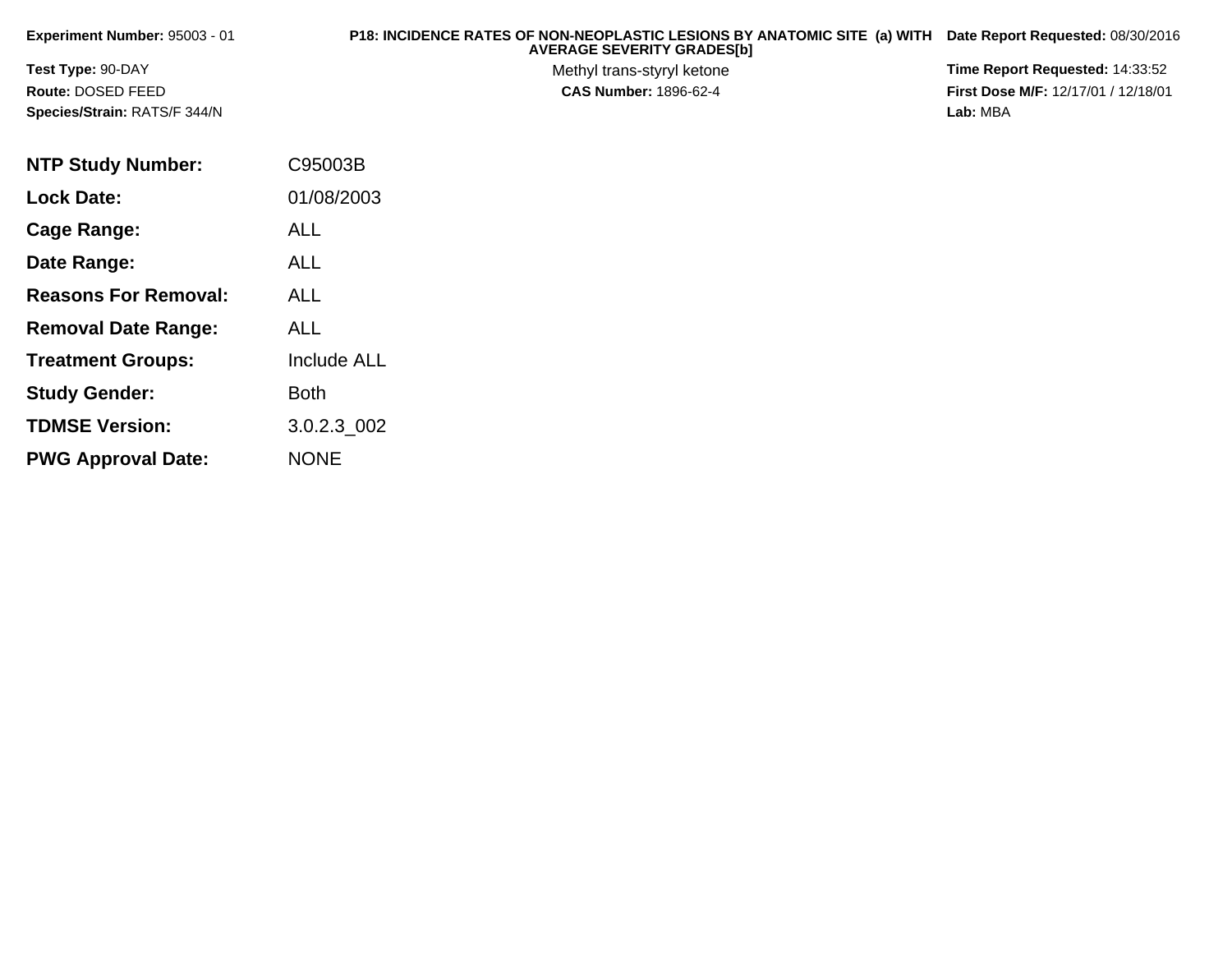**Experiment Number:** 95003 - 01

**Test Type:** 90-DAY

**Route:** DOSED FEED

**Species/Strain:** RATS/F 344/N

**P18: INCIDENCE RATES OF NON-NEOPLASTIC LESIONS BY ANATOMIC SITE (a) WITH AVERAGE SEVERITY GRADES[b]**

Methyl trans-styryl ketone

**CAS Number:** 1896-62-4

**Date Report Requested:** 08/30/2016

**Time Report Requested:** 14:33:52

**First Dose M/F:** 12/17/01 / 12/18/01

**Lab:** MBA

| | |
|---|---|
| **NTP Study Number:** | C95003B |
| **Lock Date:** | 01/08/2003 |
| **Cage Range:** | ALL |
| **Date Range:** | ALL |
| **Reasons For Removal:** | ALL |
| **Removal Date Range:** | ALL |
| **Treatment Groups:** | Include ALL |
| **Study Gender:** | Both |
| **TDMSE Version:** | 3.0.2.3_002 |
| **PWG Approval Date:** | NONE |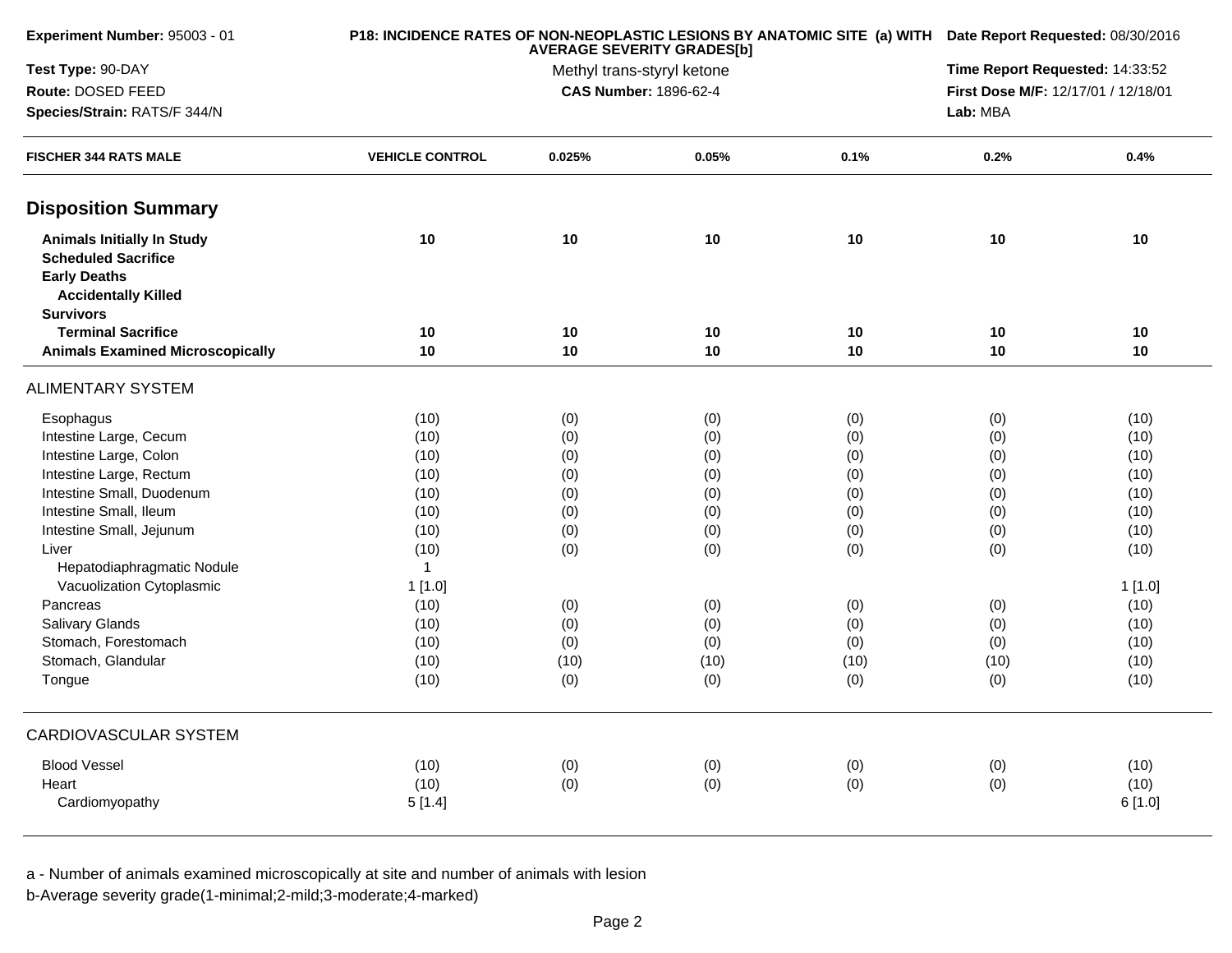**Experiment Number:** 95003 - 01

**Test Type:** 90-DAY

**Route:** DOSED FEED

**Species/Strain:** RATS/F 344/N

**P18: INCIDENCE RATES OF NON-NEOPLASTIC LESIONS BY ANATOMIC SITE (a) WITH AVERAGE SEVERITY GRADES[b]**

Methyl trans-styryl ketone

**CAS Number:** 1896-62-4

**Date Report Requested:** 08/30/2016

**Time Report Requested:** 14:33:52

**First Dose M/F:** 12/17/01 / 12/18/01

**Lab:** MBA

| FISCHER 344 RATS MALE | VEHICLE CONTROL | 0.025% | 0.05% | 0.1% | 0.2% | 0.4% |
|---|---|---|---|---|---|---|
| **Disposition Summary** | | | | | | |
| **Animals Initially In Study** | **10** | **10** | **10** | **10** | **10** | **10** |
| **Scheduled Sacrifice** | | | | | | |
| **Early Deaths** | | | | | | |
| **Accidentally Killed** | | | | | | |
| **Survivors** | | | | | | |
| **Terminal Sacrifice** | **10** | **10** | **10** | **10** | **10** | **10** |
| **Animals Examined Microscopically** | **10** | **10** | **10** | **10** | **10** | **10** |
| ALIMENTARY SYSTEM | | | | | | |
| Esophagus | (10) | (0) | (0) | (0) | (0) | (10) |
| Intestine Large, Cecum | (10) | (0) | (0) | (0) | (0) | (10) |
| Intestine Large, Colon | (10) | (0) | (0) | (0) | (0) | (10) |
| Intestine Large, Rectum | (10) | (0) | (0) | (0) | (0) | (10) |
| Intestine Small, Duodenum | (10) | (0) | (0) | (0) | (0) | (10) |
| Intestine Small, Ileum | (10) | (0) | (0) | (0) | (0) | (10) |
| Intestine Small, Jejunum | (10) | (0) | (0) | (0) | (0) | (10) |
| Liver | (10) | (0) | (0) | (0) | (0) | (10) |
| Hepatodiaphragmatic Nodule | 1 | | | | | |
| Vacuolization Cytoplasmic | 1 [1.0] | | | | | 1 [1.0] |
| Pancreas | (10) | (0) | (0) | (0) | (0) | (10) |
| Salivary Glands | (10) | (0) | (0) | (0) | (0) | (10) |
| Stomach, Forestomach | (10) | (0) | (0) | (0) | (0) | (10) |
| Stomach, Glandular | (10) | (10) | (10) | (10) | (10) | (10) |
| Tongue | (10) | (0) | (0) | (0) | (0) | (10) |
| CARDIOVASCULAR SYSTEM | | | | | | |
| Blood Vessel | (10) | (0) | (0) | (0) | (0) | (10) |
| Heart | (10) | (0) | (0) | (0) | (0) | (10) |
| Cardiomyopathy | 5 [1.4] | | | | | 6 [1.0] |

a - Number of animals examined microscopically at site and number of animals with lesion

b-Average severity grade(1-minimal;2-mild;3-moderate;4-marked)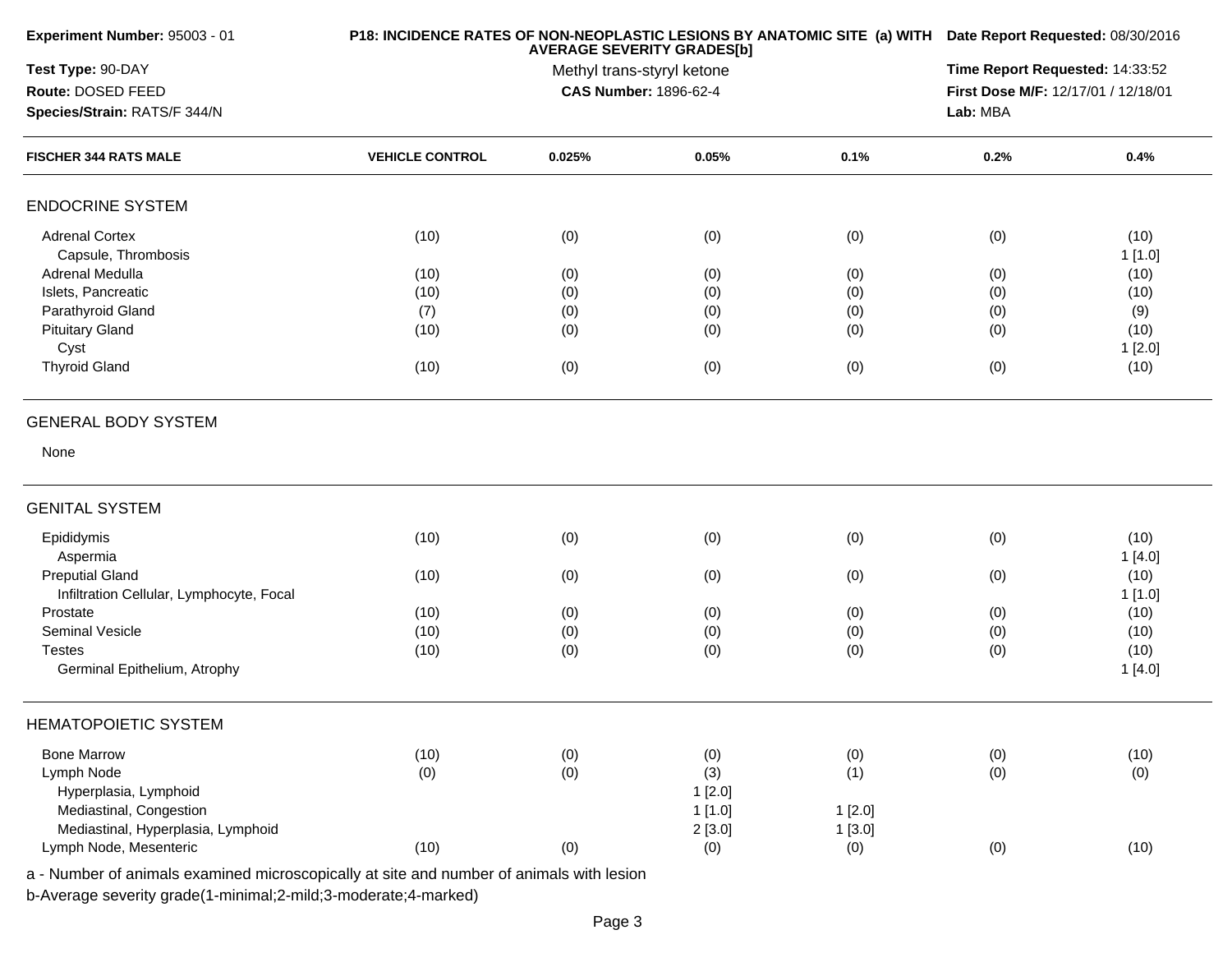**Experiment Number:** 95003 - 01

**Test Type:** 90-DAY

**Route:** DOSED FEED

**Species/Strain:** RATS/F 344/N

**P18: INCIDENCE RATES OF NON-NEOPLASTIC LESIONS BY ANATOMIC SITE (a) WITH AVERAGE SEVERITY GRADES[b]**

Methyl trans-styryl ketone

**CAS Number:** 1896-62-4

**Date Report Requested:** 08/30/2016

**Time Report Requested:** 14:33:52

**First Dose M/F:** 12/17/01 / 12/18/01

**Lab:** MBA

| FISCHER 344 RATS MALE | VEHICLE CONTROL | 0.025% | 0.05% | 0.1% | 0.2% | 0.4% |
|---|---|---|---|---|---|---|
| **ENDOCRINE SYSTEM** | | | | | | |
| Adrenal Cortex | (10) | (0) | (0) | (0) | (0) | (10) |
| Capsule, Thrombosis | | | | | | 1 [1.0] |
| Adrenal Medulla | (10) | (0) | (0) | (0) | (0) | (10) |
| Islets, Pancreatic | (10) | (0) | (0) | (0) | (0) | (10) |
| Parathyroid Gland | (7) | (0) | (0) | (0) | (0) | (9) |
| Pituitary Gland | (10) | (0) | (0) | (0) | (0) | (10) |
| Cyst | | | | | | 1 [2.0] |
| Thyroid Gland | (10) | (0) | (0) | (0) | (0) | (10) |
| **GENERAL BODY SYSTEM** | | | | | | |
| None | | | | | | |
| **GENITAL SYSTEM** | | | | | | |
| Epididymis | (10) | (0) | (0) | (0) | (0) | (10) |
| Aspermia | | | | | | 1 [4.0] |
| Preputial Gland | (10) | (0) | (0) | (0) | (0) | (10) |
| Infiltration Cellular, Lymphocyte, Focal | | | | | | 1 [1.0] |
| Prostate | (10) | (0) | (0) | (0) | (0) | (10) |
| Seminal Vesicle | (10) | (0) | (0) | (0) | (0) | (10) |
| Testes | (10) | (0) | (0) | (0) | (0) | (10) |
| Germinal Epithelium, Atrophy | | | | | | 1 [4.0] |
| **HEMATOPOIETIC SYSTEM** | | | | | | |
| Bone Marrow | (10) | (0) | (0) | (0) | (0) | (10) |
| Lymph Node | (0) | (0) | (3) | (1) | (0) | (0) |
| Hyperplasia, Lymphoid | | | 1 [2.0] | | | |
| Mediastinal, Congestion | | | 1 [1.0] | 1 [2.0] | | |
| Mediastinal, Hyperplasia, Lymphoid | | | 2 [3.0] | 1 [3.0] | | |
| Lymph Node, Mesenteric | (10) | (0) | (0) | (0) | (0) | (10) |

a - Number of animals examined microscopically at site and number of animals with lesion

b-Average severity grade(1-minimal;2-mild;3-moderate;4-marked)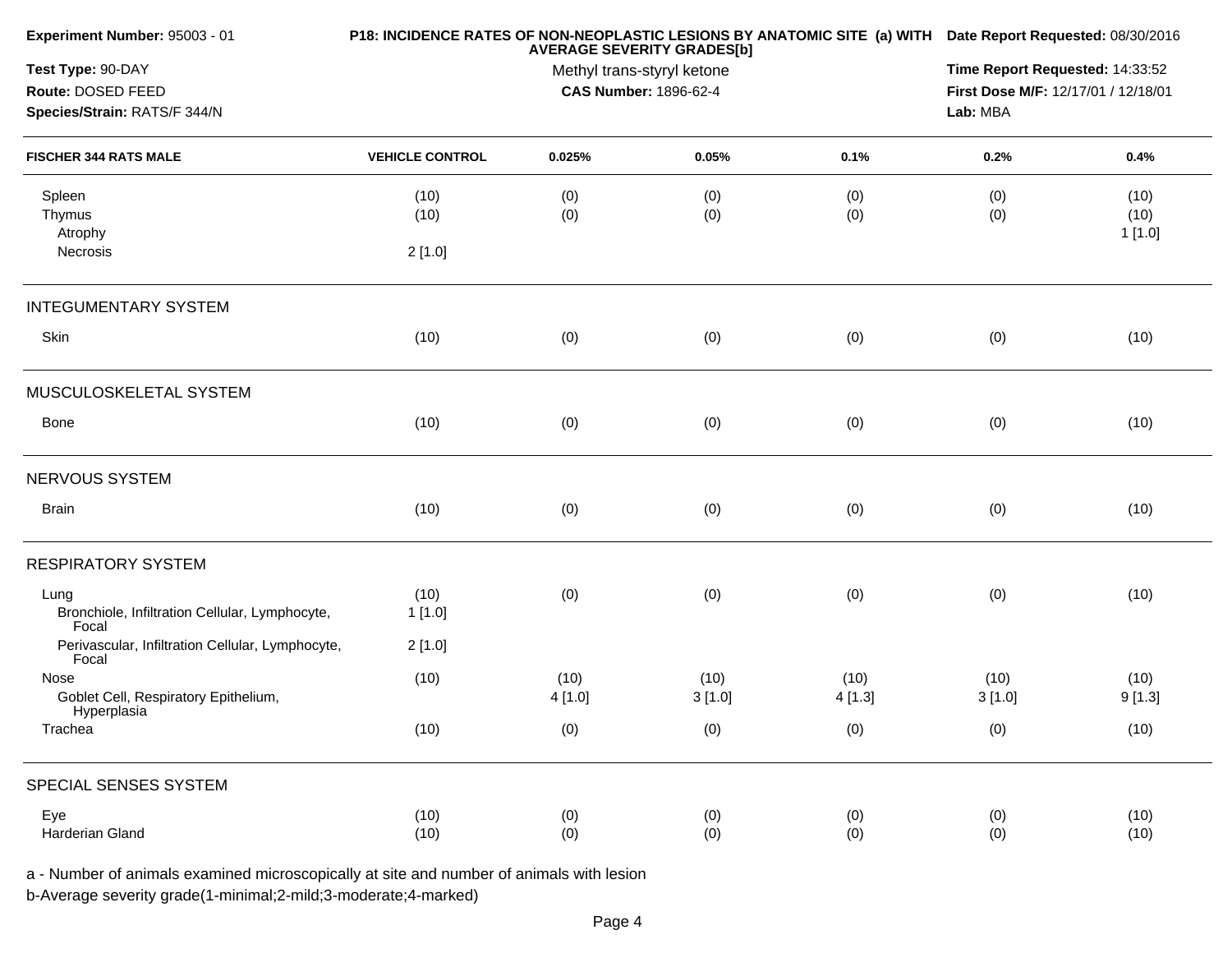**Experiment Number:** 95003 - 01

**Test Type:** 90-DAY

**Route:** DOSED FEED

**Species/Strain:** RATS/F 344/N

**P18: INCIDENCE RATES OF NON-NEOPLASTIC LESIONS BY ANATOMIC SITE (a) WITH AVERAGE SEVERITY GRADES[b]**

Methyl trans-styryl ketone

**CAS Number:** 1896-62-4

**Date Report Requested:** 08/30/2016

**Time Report Requested:** 14:33:52

**First Dose M/F:** 12/17/01 / 12/18/01

**Lab:** MBA

| FISCHER 344 RATS MALE | VEHICLE CONTROL | 0.025% | 0.05% | 0.1% | 0.2% | 0.4% |
|---|---|---|---|---|---|---|
| Spleen | (10) | (0) | (0) | (0) | (0) | (10) |
| Thymus | (10) | (0) | (0) | (0) | (0) | (10) |
| Atrophy | | | | | | 1 [1.0] |
| Necrosis | 2 [1.0] | | | | | |
| INTEGUMENTARY SYSTEM | | | | | | |
| Skin | (10) | (0) | (0) | (0) | (0) | (10) |
| MUSCULOSKELETAL SYSTEM | | | | | | |
| Bone | (10) | (0) | (0) | (0) | (0) | (10) |
| NERVOUS SYSTEM | | | | | | |
| Brain | (10) | (0) | (0) | (0) | (0) | (10) |
| RESPIRATORY SYSTEM | | | | | | |
| Lung | (10) | (0) | (0) | (0) | (0) | (10) |
| Bronchiole, Infiltration Cellular, Lymphocyte, Focal | 1 [1.0] | | | | | |
| Perivascular, Infiltration Cellular, Lymphocyte, Focal | 2 [1.0] | | | | | |
| Nose | (10) | (10) | (10) | (10) | (10) | (10) |
| Goblet Cell, Respiratory Epithelium, Hyperplasia | | 4 [1.0] | 3 [1.0] | 4 [1.3] | 3 [1.0] | 9 [1.3] |
| Trachea | (10) | (0) | (0) | (0) | (0) | (10) |
| SPECIAL SENSES SYSTEM | | | | | | |
| Eye | (10) | (0) | (0) | (0) | (0) | (10) |
| Harderian Gland | (10) | (0) | (0) | (0) | (0) | (10) |

a - Number of animals examined microscopically at site and number of animals with lesion

b-Average severity grade(1-minimal;2-mild;3-moderate;4-marked)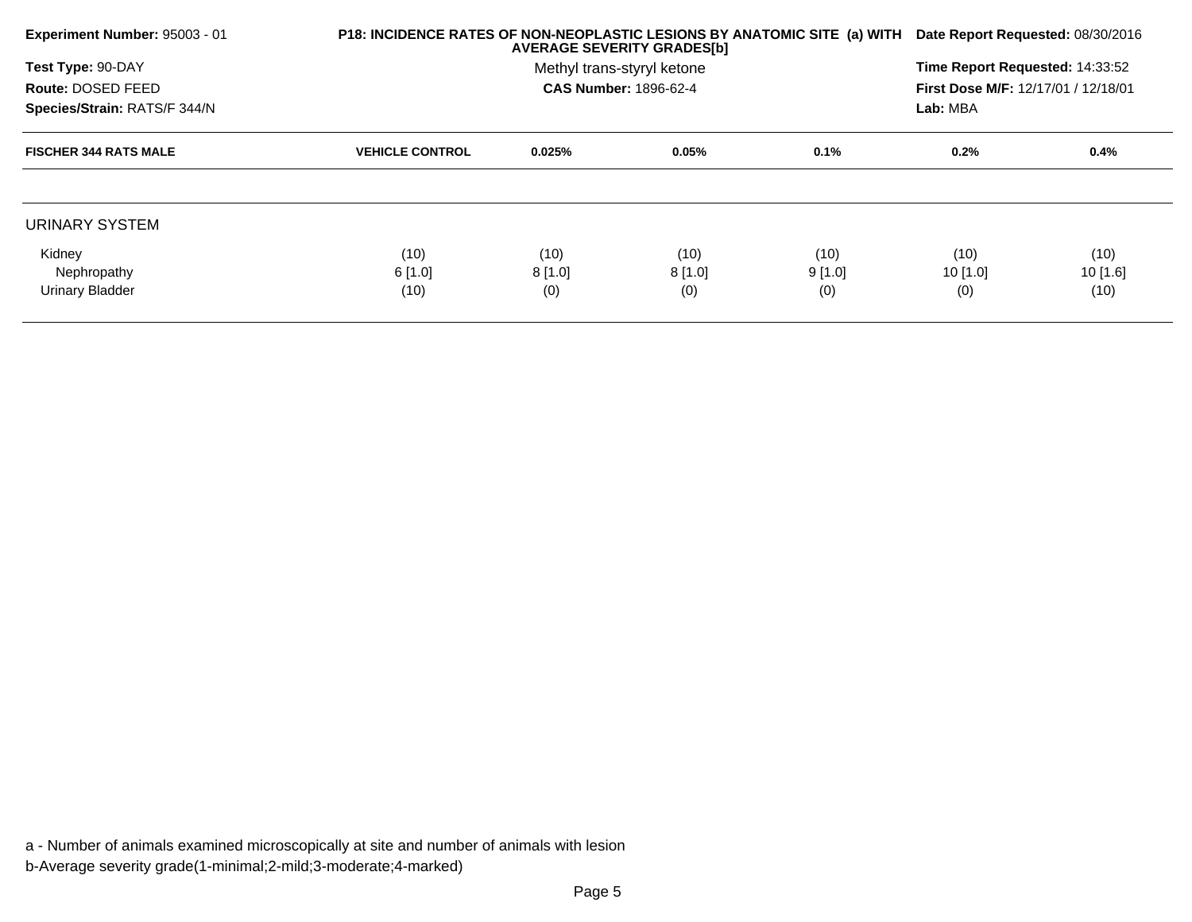**Experiment Number:** 95003 - 01
**Test Type:** 90-DAY
**Route:** DOSED FEED
**Species/Strain:** RATS/F 344/N

**P18: INCIDENCE RATES OF NON-NEOPLASTIC LESIONS BY ANATOMIC SITE (a) WITH AVERAGE SEVERITY GRADES[b]**
Methyl trans-styryl ketone
**CAS Number:** 1896-62-4

**Date Report Requested:** 08/30/2016
**Time Report Requested:** 14:33:52
**First Dose M/F:** 12/17/01 / 12/18/01
**Lab:** MBA

| FISCHER 344 RATS MALE | VEHICLE CONTROL | 0.025% | 0.05% | 0.1% | 0.2% | 0.4% |
|---|---|---|---|---|---|---|
| URINARY SYSTEM | | | | | | |
| Kidney | (10) | (10) | (10) | (10) | (10) | (10) |
| Nephropathy | 6 [1.0] | 8 [1.0] | 8 [1.0] | 9 [1.0] | 10 [1.0] | 10 [1.6] |
| Urinary Bladder | (10) | (0) | (0) | (0) | (0) | (10) |

a - Number of animals examined microscopically at site and number of animals with lesion
b-Average severity grade(1-minimal;2-mild;3-moderate;4-marked)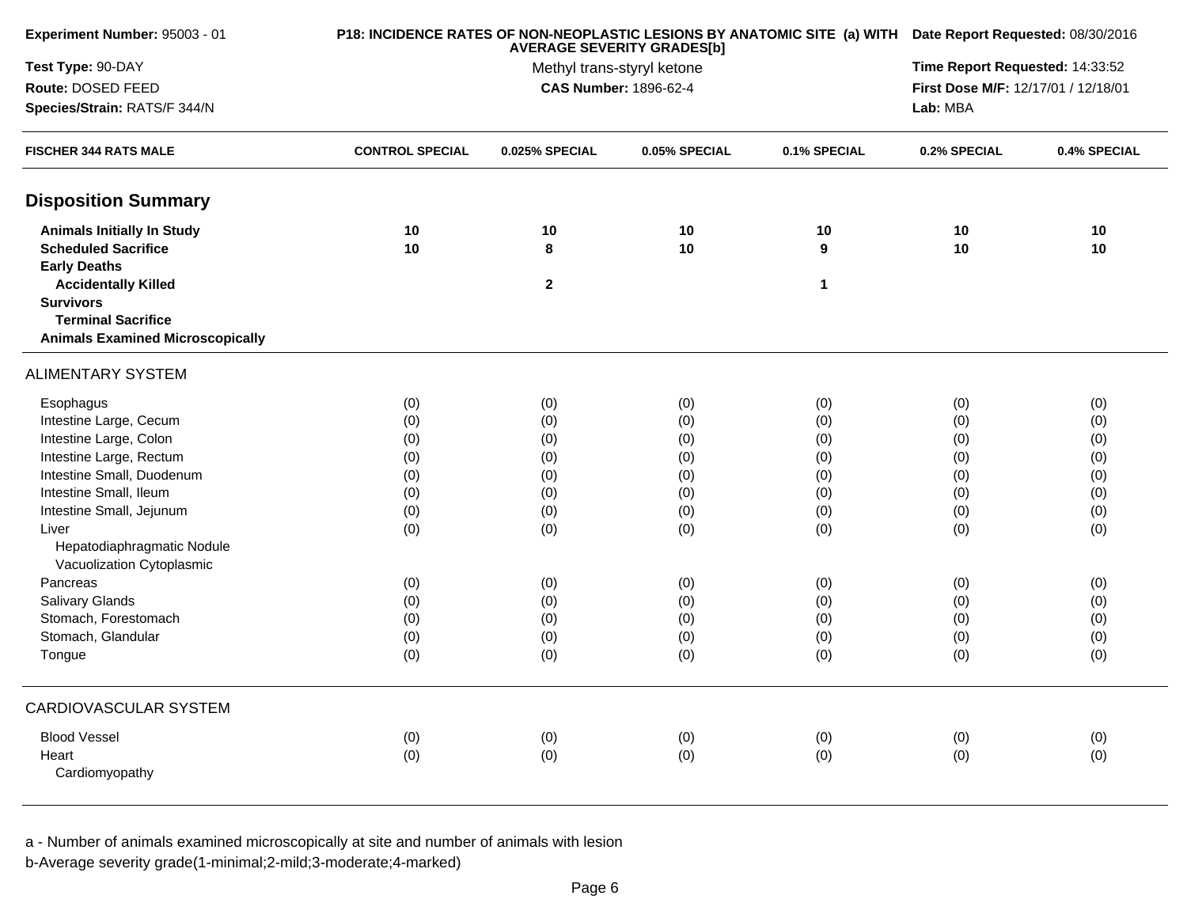**Experiment Number:** 95003 - 01

**Test Type:** 90-DAY

**Route:** DOSED FEED

**Species/Strain:** RATS/F 344/N

**P18: INCIDENCE RATES OF NON-NEOPLASTIC LESIONS BY ANATOMIC SITE (a) WITH AVERAGE SEVERITY GRADES[b]**

Methyl trans-styryl ketone

**CAS Number:** 1896-62-4

**Date Report Requested:** 08/30/2016

**Time Report Requested:** 14:33:52

**First Dose M/F:** 12/17/01 / 12/18/01

**Lab:** MBA

| FISCHER 344 RATS MALE | CONTROL SPECIAL | 0.025% SPECIAL | 0.05% SPECIAL | 0.1% SPECIAL | 0.2% SPECIAL | 0.4% SPECIAL |
|---|---|---|---|---|---|---|
| **Disposition Summary** | | | | | | |
| **Animals Initially In Study** | 10 | 10 | 10 | 10 | 10 | 10 |
| **Scheduled Sacrifice** | 10 | 8 | 10 | 9 | 10 | 10 |
| **Early Deaths** | | | | | | |
| **Accidentally Killed** | | 2 | | 1 | | |
| **Survivors** | | | | | | |
| **Terminal Sacrifice** | | | | | | |
| **Animals Examined Microscopically** | | | | | | |
| ALIMENTARY SYSTEM | | | | | | |
| Esophagus | (0) | (0) | (0) | (0) | (0) | (0) |
| Intestine Large, Cecum | (0) | (0) | (0) | (0) | (0) | (0) |
| Intestine Large, Colon | (0) | (0) | (0) | (0) | (0) | (0) |
| Intestine Large, Rectum | (0) | (0) | (0) | (0) | (0) | (0) |
| Intestine Small, Duodenum | (0) | (0) | (0) | (0) | (0) | (0) |
| Intestine Small, Ileum | (0) | (0) | (0) | (0) | (0) | (0) |
| Intestine Small, Jejunum | (0) | (0) | (0) | (0) | (0) | (0) |
| Liver | (0) | (0) | (0) | (0) | (0) | (0) |
| Hepatodiaphragmatic Nodule | | | | | | |
| Vacuolization Cytoplasmic | | | | | | |
| Pancreas | (0) | (0) | (0) | (0) | (0) | (0) |
| Salivary Glands | (0) | (0) | (0) | (0) | (0) | (0) |
| Stomach, Forestomach | (0) | (0) | (0) | (0) | (0) | (0) |
| Stomach, Glandular | (0) | (0) | (0) | (0) | (0) | (0) |
| Tongue | (0) | (0) | (0) | (0) | (0) | (0) |
| CARDIOVASCULAR SYSTEM | | | | | | |
| Blood Vessel | (0) | (0) | (0) | (0) | (0) | (0) |
| Heart | (0) | (0) | (0) | (0) | (0) | (0) |
| Cardiomyopathy | | | | | | |

a - Number of animals examined microscopically at site and number of animals with lesion

b-Average severity grade(1-minimal;2-mild;3-moderate;4-marked)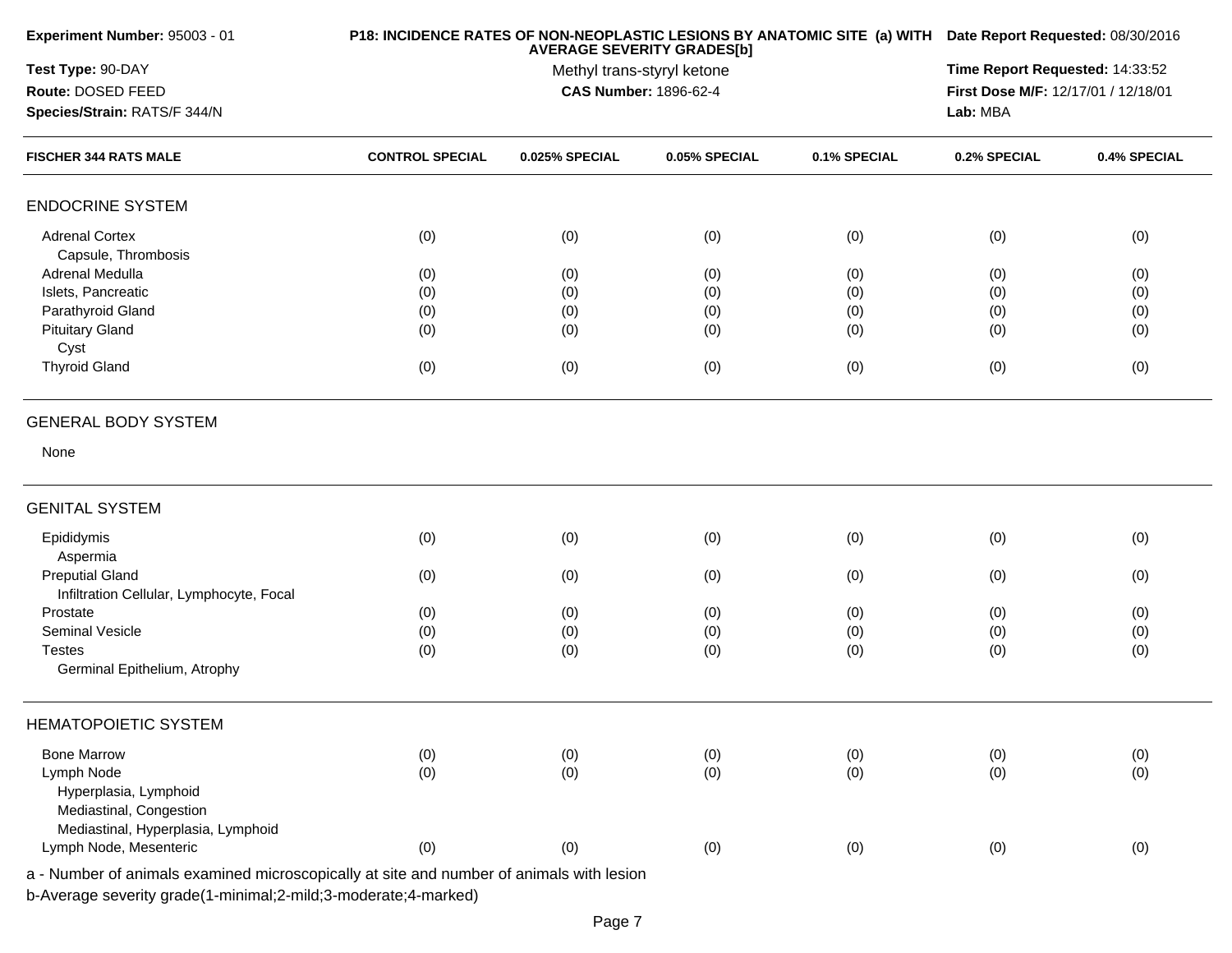**Experiment Number:** 95003 - 01
**Test Type:** 90-DAY
**Route:** DOSED FEED
**Species/Strain:** RATS/F 344/N

**P18: INCIDENCE RATES OF NON-NEOPLASTIC LESIONS BY ANATOMIC SITE (a) WITH AVERAGE SEVERITY GRADES[b]**
Methyl trans-styryl ketone
**CAS Number:** 1896-62-4

**Date Report Requested:** 08/30/2016
**Time Report Requested:** 14:33:52
**First Dose M/F:** 12/17/01 / 12/18/01
**Lab:** MBA

| FISCHER 344 RATS MALE | CONTROL SPECIAL | 0.025% SPECIAL | 0.05% SPECIAL | 0.1% SPECIAL | 0.2% SPECIAL | 0.4% SPECIAL |
|---|---|---|---|---|---|---|
| **ENDOCRINE SYSTEM** | | | | | | |
| Adrenal Cortex | (0) | (0) | (0) | (0) | (0) | (0) |
| Capsule, Thrombosis | | | | | | |
| Adrenal Medulla | (0) | (0) | (0) | (0) | (0) | (0) |
| Islets, Pancreatic | (0) | (0) | (0) | (0) | (0) | (0) |
| Parathyroid Gland | (0) | (0) | (0) | (0) | (0) | (0) |
| Pituitary Gland | (0) | (0) | (0) | (0) | (0) | (0) |
| Cyst | | | | | | |
| Thyroid Gland | (0) | (0) | (0) | (0) | (0) | (0) |
| **GENERAL BODY SYSTEM** | | | | | | |
| None | | | | | | |
| **GENITAL SYSTEM** | | | | | | |
| Epididymis | (0) | (0) | (0) | (0) | (0) | (0) |
| Aspermia | | | | | | |
| Preputial Gland | (0) | (0) | (0) | (0) | (0) | (0) |
| Infiltration Cellular, Lymphocyte, Focal | | | | | | |
| Prostate | (0) | (0) | (0) | (0) | (0) | (0) |
| Seminal Vesicle | (0) | (0) | (0) | (0) | (0) | (0) |
| Testes | (0) | (0) | (0) | (0) | (0) | (0) |
| Germinal Epithelium, Atrophy | | | | | | |
| **HEMATOPOIETIC SYSTEM** | | | | | | |
| Bone Marrow | (0) | (0) | (0) | (0) | (0) | (0) |
| Lymph Node | (0) | (0) | (0) | (0) | (0) | (0) |
| Hyperplasia, Lymphoid | | | | | | |
| Mediastinal, Congestion | | | | | | |
| Mediastinal, Hyperplasia, Lymphoid | | | | | | |
| Lymph Node, Mesenteric | (0) | (0) | (0) | (0) | (0) | (0) |

a - Number of animals examined microscopically at site and number of animals with lesion
b-Average severity grade(1-minimal;2-mild;3-moderate;4-marked)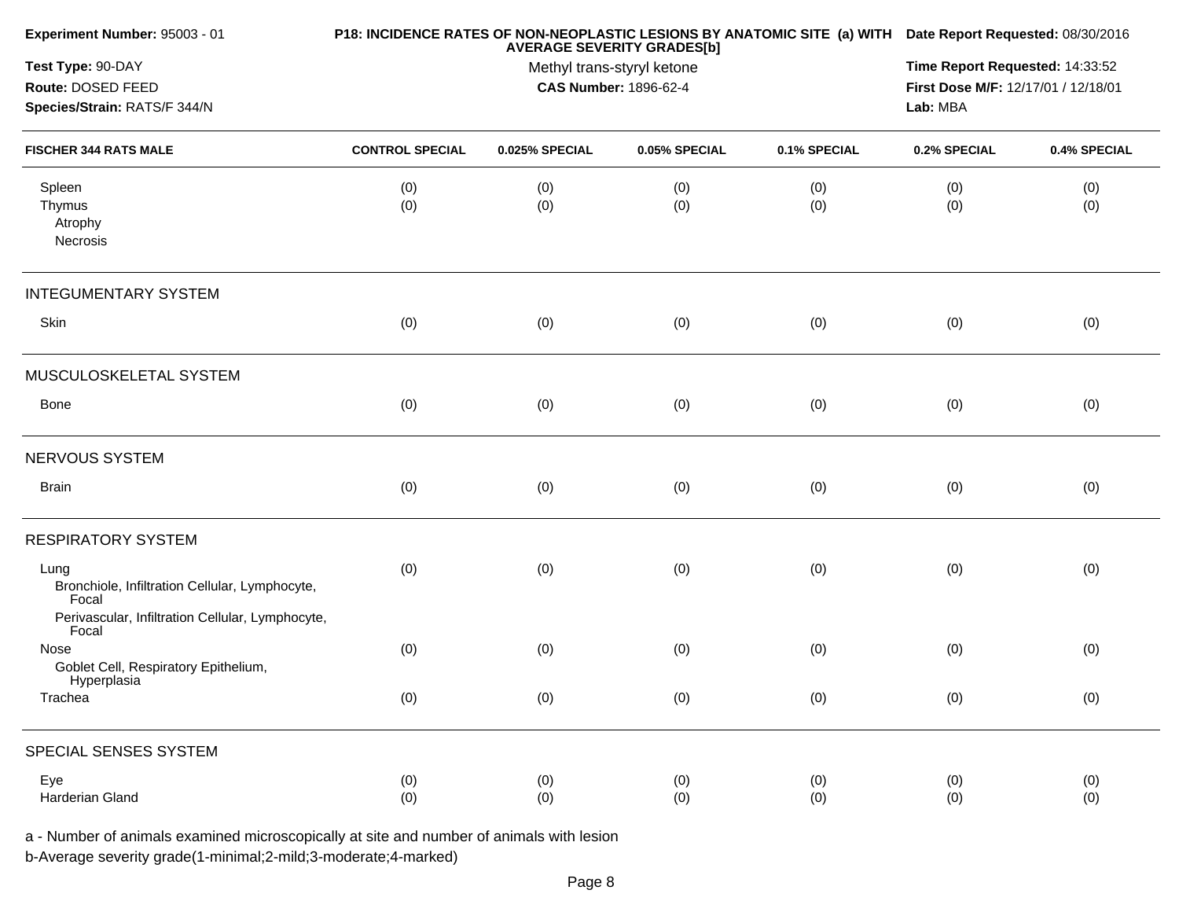**Experiment Number:** 95003 - 01

**Test Type:** 90-DAY

**Route:** DOSED FEED

**Species/Strain:** RATS/F 344/N

**P18: INCIDENCE RATES OF NON-NEOPLASTIC LESIONS BY ANATOMIC SITE (a) WITH AVERAGE SEVERITY GRADES[b]**

Methyl trans-styryl ketone

**CAS Number:** 1896-62-4

**Date Report Requested:** 08/30/2016

**Time Report Requested:** 14:33:52

**First Dose M/F:** 12/17/01 / 12/18/01

**Lab:** MBA

| FISCHER 344 RATS MALE | CONTROL SPECIAL | 0.025% SPECIAL | 0.05% SPECIAL | 0.1% SPECIAL | 0.2% SPECIAL | 0.4% SPECIAL |
|---|---|---|---|---|---|---|
| Spleen | (0) | (0) | (0) | (0) | (0) | (0) |
| Thymus | (0) | (0) | (0) | (0) | (0) | (0) |
| Atrophy | | | | | | |
| Necrosis | | | | | | |
| **INTEGUMENTARY SYSTEM** | | | | | | |
| Skin | (0) | (0) | (0) | (0) | (0) | (0) |
| **MUSCULOSKELETAL SYSTEM** | | | | | | |
| Bone | (0) | (0) | (0) | (0) | (0) | (0) |
| **NERVOUS SYSTEM** | | | | | | |
| Brain | (0) | (0) | (0) | (0) | (0) | (0) |
| **RESPIRATORY SYSTEM** | | | | | | |
| Lung | (0) | (0) | (0) | (0) | (0) | (0) |
| Bronchiole, Infiltration Cellular, Lymphocyte, Focal | | | | | | |
| Perivascular, Infiltration Cellular, Lymphocyte, Focal | | | | | | |
| Nose | (0) | (0) | (0) | (0) | (0) | (0) |
| Goblet Cell, Respiratory Epithelium, Hyperplasia | | | | | | |
| Trachea | (0) | (0) | (0) | (0) | (0) | (0) |
| **SPECIAL SENSES SYSTEM** | | | | | | |
| Eye | (0) | (0) | (0) | (0) | (0) | (0) |
| Harderian Gland | (0) | (0) | (0) | (0) | (0) | (0) |

a - Number of animals examined microscopically at site and number of animals with lesion

b-Average severity grade(1-minimal;2-mild;3-moderate;4-marked)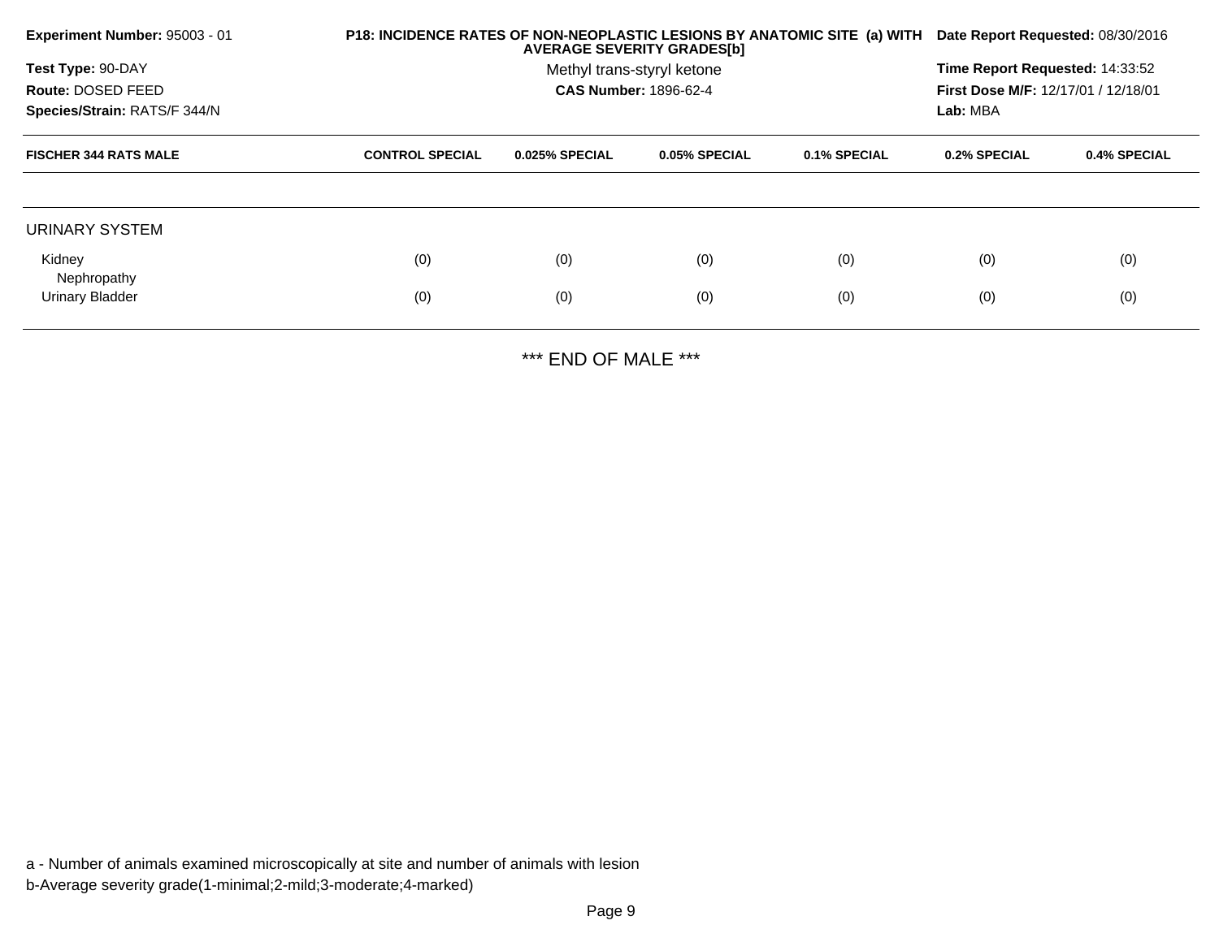**Experiment Number:** 95003 - 01

**Test Type:** 90-DAY

**Route:** DOSED FEED

**Species/Strain:** RATS/F 344/N

**P18: INCIDENCE RATES OF NON-NEOPLASTIC LESIONS BY ANATOMIC SITE (a) WITH AVERAGE SEVERITY GRADES[b]**

Methyl trans-styryl ketone

**CAS Number:** 1896-62-4

**Date Report Requested:** 08/30/2016

**Time Report Requested:** 14:33:52

**First Dose M/F:** 12/17/01 / 12/18/01

**Lab:** MBA

| FISCHER 344 RATS MALE | CONTROL SPECIAL | 0.025% SPECIAL | 0.05% SPECIAL | 0.1% SPECIAL | 0.2% SPECIAL | 0.4% SPECIAL |
|---|---|---|---|---|---|---|
| URINARY SYSTEM | | | | | | |
| Kidney | (0) | (0) | (0) | (0) | (0) | (0) |
| Nephropathy | | | | | | |
| Urinary Bladder | (0) | (0) | (0) | (0) | (0) | (0) |

*** END OF MALE ***

a - Number of animals examined microscopically at site and number of animals with lesion

b-Average severity grade(1-minimal;2-mild;3-moderate;4-marked)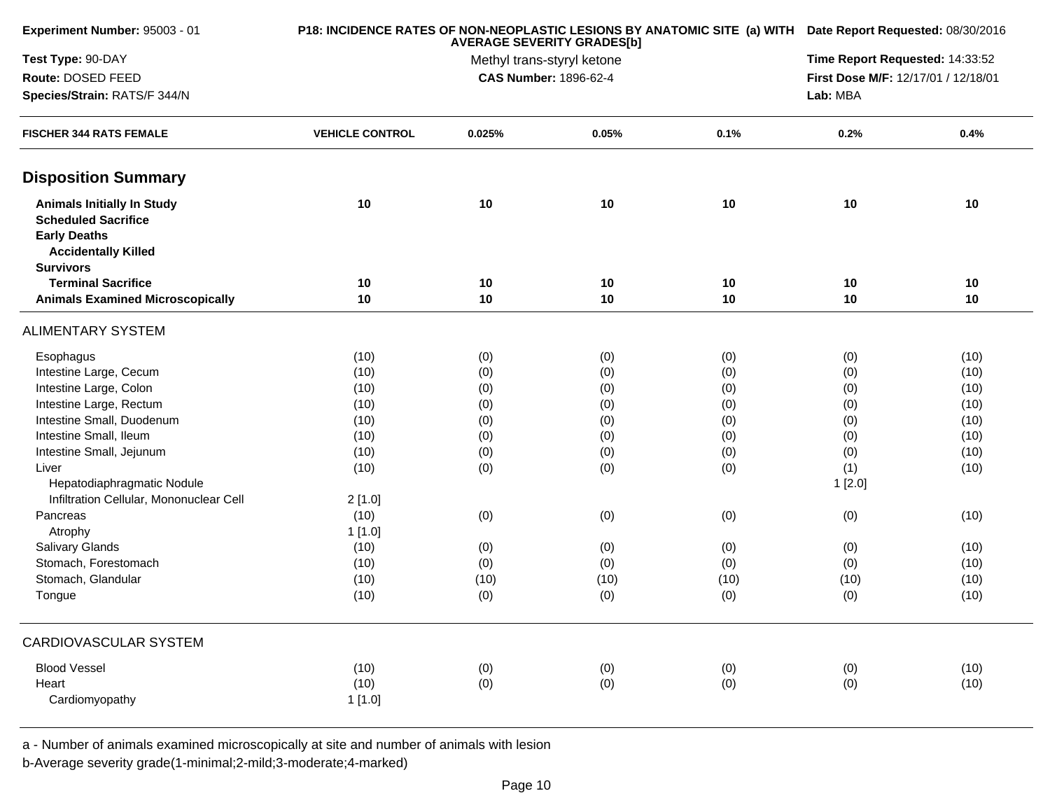**Experiment Number:** 95003 - 01

**Test Type:** 90-DAY

**Route:** DOSED FEED

**Species/Strain:** RATS/F 344/N

**P18: INCIDENCE RATES OF NON-NEOPLASTIC LESIONS BY ANATOMIC SITE (a) WITH AVERAGE SEVERITY GRADES[b]**

Methyl trans-styryl ketone

**CAS Number:** 1896-62-4

**Date Report Requested:** 08/30/2016

**Time Report Requested:** 14:33:52

**First Dose M/F:** 12/17/01 / 12/18/01

**Lab:** MBA

| FISCHER 344 RATS FEMALE | VEHICLE CONTROL | 0.025% | 0.05% | 0.1% | 0.2% | 0.4% |
|---|---|---|---|---|---|---|
| **Disposition Summary** | | | | | | |
| **Animals Initially In Study** | **10** | **10** | **10** | **10** | **10** | **10** |
| **Scheduled Sacrifice** | | | | | | |
| **Early Deaths** | | | | | | |
| **Accidentally Killed** | | | | | | |
| **Survivors** | | | | | | |
| **Terminal Sacrifice** | **10** | **10** | **10** | **10** | **10** | **10** |
| **Animals Examined Microscopically** | **10** | **10** | **10** | **10** | **10** | **10** |
| ALIMENTARY SYSTEM | | | | | | |
| Esophagus | (10) | (0) | (0) | (0) | (0) | (10) |
| Intestine Large, Cecum | (10) | (0) | (0) | (0) | (0) | (10) |
| Intestine Large, Colon | (10) | (0) | (0) | (0) | (0) | (10) |
| Intestine Large, Rectum | (10) | (0) | (0) | (0) | (0) | (10) |
| Intestine Small, Duodenum | (10) | (0) | (0) | (0) | (0) | (10) |
| Intestine Small, Ileum | (10) | (0) | (0) | (0) | (0) | (10) |
| Intestine Small, Jejunum | (10) | (0) | (0) | (0) | (0) | (10) |
| Liver | (10) | (0) | (0) | (0) | (1) | (10) |
| Hepatodiaphragmatic Nodule | | | | | 1 [2.0] | |
| Infiltration Cellular, Mononuclear Cell | 2 [1.0] | | | | | |
| Pancreas | (10) | (0) | (0) | (0) | (0) | (10) |
| Atrophy | 1 [1.0] | | | | | |
| Salivary Glands | (10) | (0) | (0) | (0) | (0) | (10) |
| Stomach, Forestomach | (10) | (0) | (0) | (0) | (0) | (10) |
| Stomach, Glandular | (10) | (10) | (10) | (10) | (10) | (10) |
| Tongue | (10) | (0) | (0) | (0) | (0) | (10) |
| CARDIOVASCULAR SYSTEM | | | | | | |
| Blood Vessel | (10) | (0) | (0) | (0) | (0) | (10) |
| Heart | (10) | (0) | (0) | (0) | (0) | (10) |
| Cardiomyopathy | 1 [1.0] | | | | | |

a - Number of animals examined microscopically at site and number of animals with lesion

b-Average severity grade(1-minimal;2-mild;3-moderate;4-marked)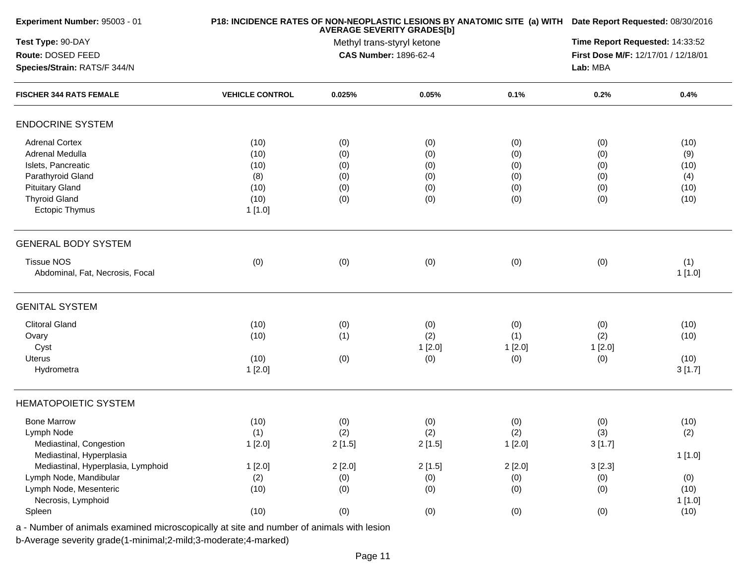| Experiment Number: 95003 - 01 | P18: INCIDENCE RATES OF NON-NEOPLASTIC LESIONS BY ANATOMIC SITE (a) WITH AVERAGE SEVERITY GRADES[b] | Date Report Requested: 08/30/2016 |
|---|---|---|
| Test Type: 90-DAY | Methyl trans-styryl ketone | Time Report Requested: 14:33:52 |
| Route: DOSED FEED | CAS Number: 1896-62-4 | First Dose M/F: 12/17/01 / 12/18/01 |
| Species/Strain: RATS/F 344/N | | Lab: MBA |

| FISCHER 344 RATS FEMALE | VEHICLE CONTROL | 0.025% | 0.05% | 0.1% | 0.2% | 0.4% |
|---|---|---|---|---|---|---|
| **ENDOCRINE SYSTEM** | | | | | | |
| Adrenal Cortex | (10) | (0) | (0) | (0) | (0) | (10) |
| Adrenal Medulla | (10) | (0) | (0) | (0) | (0) | (9) |
| Islets, Pancreatic | (10) | (0) | (0) | (0) | (0) | (10) |
| Parathyroid Gland | (8) | (0) | (0) | (0) | (0) | (4) |
| Pituitary Gland | (10) | (0) | (0) | (0) | (0) | (10) |
| Thyroid Gland | (10) | (0) | (0) | (0) | (0) | (10) |
| Ectopic Thymus | 1 [1.0] | | | | | |
| **GENERAL BODY SYSTEM** | | | | | | |
| Tissue NOS | (0) | (0) | (0) | (0) | (0) | (1) |
| Abdominal, Fat, Necrosis, Focal | | | | | | 1 [1.0] |
| **GENITAL SYSTEM** | | | | | | |
| Clitoral Gland | (10) | (0) | (0) | (0) | (0) | (10) |
| Ovary | (10) | (1) | (2) | (1) | (2) | (10) |
| Cyst | | | 1 [2.0] | 1 [2.0] | 1 [2.0] | |
| Uterus | (10) | (0) | (0) | (0) | (0) | (10) |
| Hydrometra | 1 [2.0] | | | | | 3 [1.7] |
| **HEMATOPOIETIC SYSTEM** | | | | | | |
| Bone Marrow | (10) | (0) | (0) | (0) | (0) | (10) |
| Lymph Node | (1) | (2) | (2) | (2) | (3) | (2) |
| Mediastinal, Congestion | 1 [2.0] | 2 [1.5] | 2 [1.5] | 1 [2.0] | 3 [1.7] | |
| Mediastinal, Hyperplasia | | | | | | 1 [1.0] |
| Mediastinal, Hyperplasia, Lymphoid | 1 [2.0] | 2 [2.0] | 2 [1.5] | 2 [2.0] | 3 [2.3] | |
| Lymph Node, Mandibular | (2) | (0) | (0) | (0) | (0) | (0) |
| Lymph Node, Mesenteric | (10) | (0) | (0) | (0) | (0) | (10) |
| Necrosis, Lymphoid | | | | | | 1 [1.0] |
| Spleen | (10) | (0) | (0) | (0) | (0) | (10) |

a - Number of animals examined microscopically at site and number of animals with lesion

b-Average severity grade(1-minimal;2-mild;3-moderate;4-marked)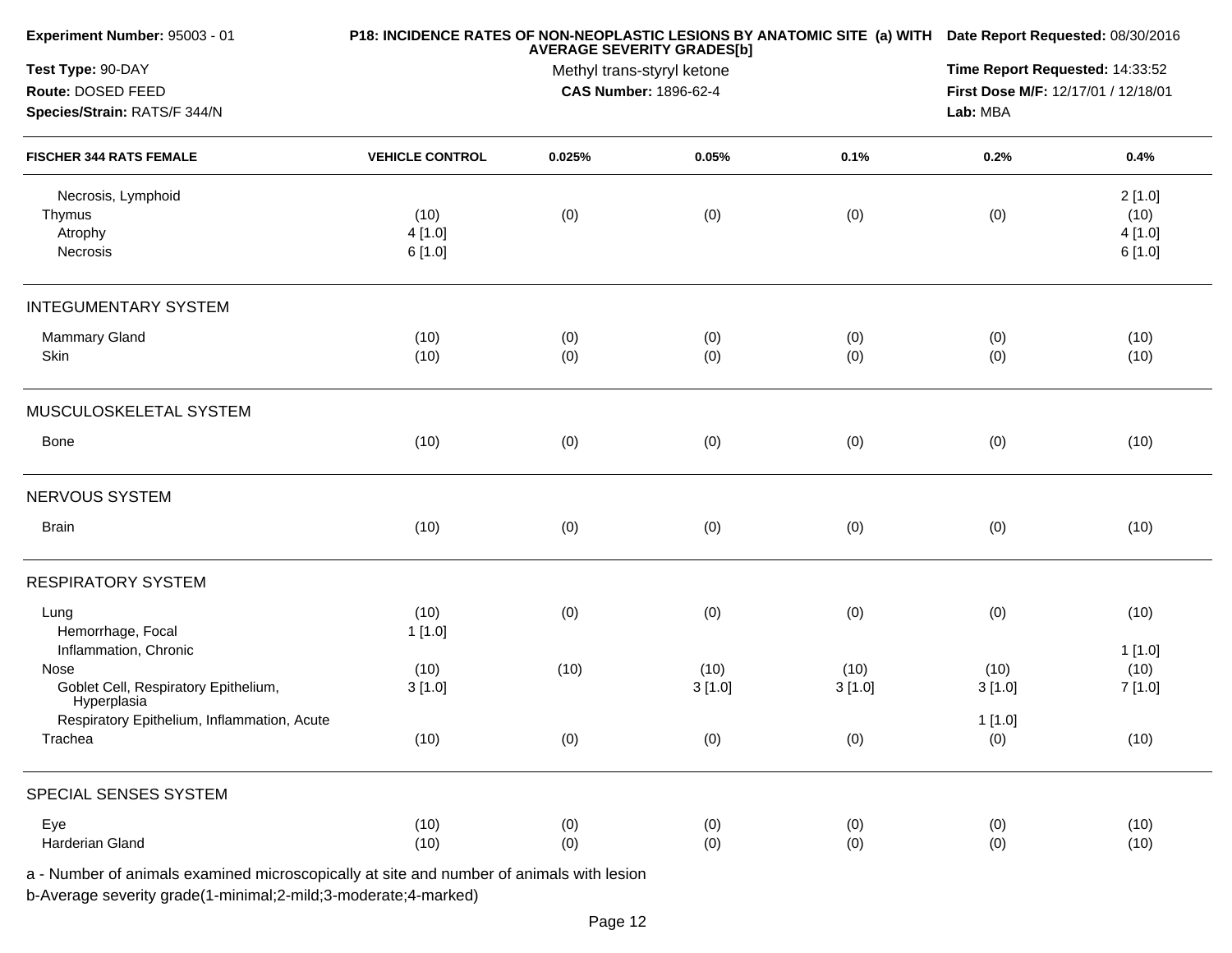| Experiment Number: 95003 - 01 | P18: INCIDENCE RATES OF NON-NEOPLASTIC LESIONS BY ANATOMIC SITE (a) WITH AVERAGE SEVERITY GRADES[b] | Date Report Requested: 08/30/2016 |
|---|---|---|
| Test Type: 90-DAY | Methyl trans-styryl ketone | Time Report Requested: 14:33:52 |
| Route: DOSED FEED | CAS Number: 1896-62-4 | First Dose M/F: 12/17/01 / 12/18/01 |
| Species/Strain: RATS/F 344/N | | Lab: MBA |

| FISCHER 344 RATS FEMALE | VEHICLE CONTROL | 0.025% | 0.05% | 0.1% | 0.2% | 0.4% |
|---|---|---|---|---|---|---|
| Necrosis, Lymphoid | | | | | | 2 [1.0] |
| Thymus | (10) | (0) | (0) | (0) | (0) | (10) |
| Atrophy | 4 [1.0] | | | | | 4 [1.0] |
| Necrosis | 6 [1.0] | | | | | 6 [1.0] |
| **INTEGUMENTARY SYSTEM** | | | | | | |
| Mammary Gland | (10) | (0) | (0) | (0) | (0) | (10) |
| Skin | (10) | (0) | (0) | (0) | (0) | (10) |
| **MUSCULOSKELETAL SYSTEM** | | | | | | |
| Bone | (10) | (0) | (0) | (0) | (0) | (10) |
| **NERVOUS SYSTEM** | | | | | | |
| Brain | (10) | (0) | (0) | (0) | (0) | (10) |
| **RESPIRATORY SYSTEM** | | | | | | |
| Lung | (10) | (0) | (0) | (0) | (0) | (10) |
| Hemorrhage, Focal | 1 [1.0] | | | | | |
| Inflammation, Chronic | | | | | | 1 [1.0] |
| Nose | (10) | (10) | (10) | (10) | (10) | (10) |
| Goblet Cell, Respiratory Epithelium, Hyperplasia | 3 [1.0] | | 3 [1.0] | 3 [1.0] | 3 [1.0] | 7 [1.0] |
| Respiratory Epithelium, Inflammation, Acute | | | | | 1 [1.0] | |
| Trachea | (10) | (0) | (0) | (0) | (0) | (10) |
| **SPECIAL SENSES SYSTEM** | | | | | | |
| Eye | (10) | (0) | (0) | (0) | (0) | (10) |
| Harderian Gland | (10) | (0) | (0) | (0) | (0) | (10) |

a - Number of animals examined microscopically at site and number of animals with lesion

b-Average severity grade(1-minimal;2-mild;3-moderate;4-marked)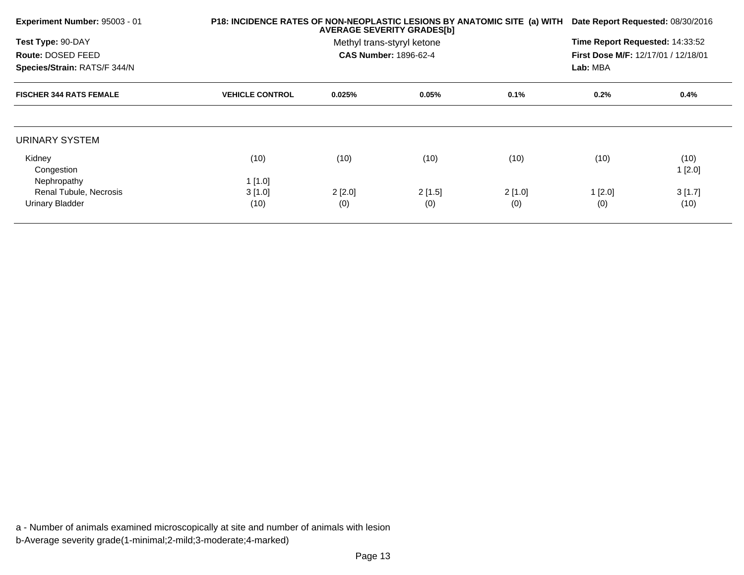**Experiment Number:** 95003 - 01

**Test Type:** 90-DAY

**Route:** DOSED FEED

**Species/Strain:** RATS/F 344/N

**P18: INCIDENCE RATES OF NON-NEOPLASTIC LESIONS BY ANATOMIC SITE (a) WITH AVERAGE SEVERITY GRADES[b]**

Methyl trans-styryl ketone

**CAS Number:** 1896-62-4

**Date Report Requested:** 08/30/2016

**Time Report Requested:** 14:33:52

**First Dose M/F:** 12/17/01 / 12/18/01

**Lab:** MBA

| FISCHER 344 RATS FEMALE | VEHICLE CONTROL | 0.025% | 0.05% | 0.1% | 0.2% | 0.4% |
|---|---|---|---|---|---|---|
| URINARY SYSTEM | | | | | | |
| Kidney | (10) | (10) | (10) | (10) | (10) | (10) |
| Congestion | | | | | | 1 [2.0] |
| Nephropathy | 1 [1.0] | | | | | |
| Renal Tubule, Necrosis | 3 [1.0] | 2 [2.0] | 2 [1.5] | 2 [1.0] | 1 [2.0] | 3 [1.7] |
| Urinary Bladder | (10) | (0) | (0) | (0) | (0) | (10) |

a - Number of animals examined microscopically at site and number of animals with lesion

b-Average severity grade(1-minimal;2-mild;3-moderate;4-marked)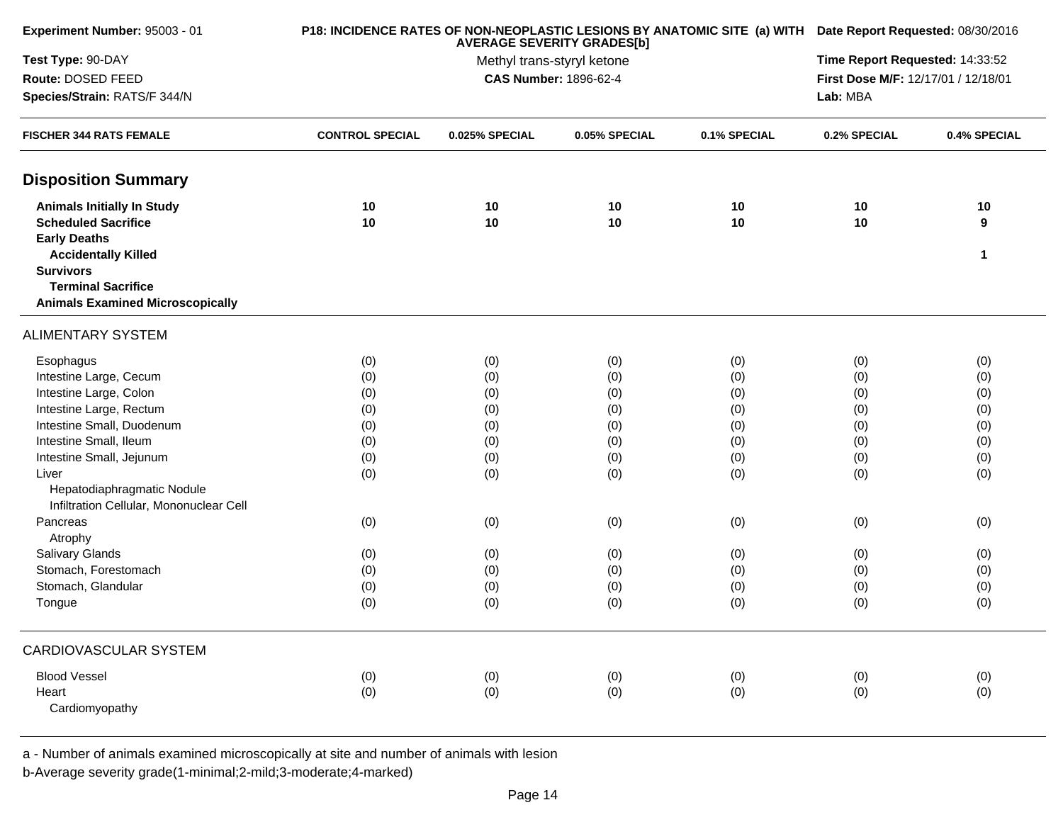**Experiment Number:** 95003 - 01

**Test Type:** 90-DAY

**Route:** DOSED FEED

**Species/Strain:** RATS/F 344/N

**P18: INCIDENCE RATES OF NON-NEOPLASTIC LESIONS BY ANATOMIC SITE (a) WITH AVERAGE SEVERITY GRADES[b]**

Methyl trans-styryl ketone

**CAS Number:** 1896-62-4

**Date Report Requested:** 08/30/2016

**Time Report Requested:** 14:33:52

**First Dose M/F:** 12/17/01 / 12/18/01

**Lab:** MBA

| FISCHER 344 RATS FEMALE | CONTROL SPECIAL | 0.025% SPECIAL | 0.05% SPECIAL | 0.1% SPECIAL | 0.2% SPECIAL | 0.4% SPECIAL |
|---|---|---|---|---|---|---|
| **Disposition Summary** | | | | | | |
| **Animals Initially In Study** | **10** | **10** | **10** | **10** | **10** | **10** |
| **Scheduled Sacrifice** | **10** | **10** | **10** | **10** | **10** | **9** |
| **Early Deaths** | | | | | | |
| **Accidentally Killed** | | | | | | **1** |
| **Survivors** | | | | | | |
| **Terminal Sacrifice** | | | | | | |
| **Animals Examined Microscopically** | | | | | | |
| ALIMENTARY SYSTEM | | | | | | |
| Esophagus | (0) | (0) | (0) | (0) | (0) | (0) |
| Intestine Large, Cecum | (0) | (0) | (0) | (0) | (0) | (0) |
| Intestine Large, Colon | (0) | (0) | (0) | (0) | (0) | (0) |
| Intestine Large, Rectum | (0) | (0) | (0) | (0) | (0) | (0) |
| Intestine Small, Duodenum | (0) | (0) | (0) | (0) | (0) | (0) |
| Intestine Small, Ileum | (0) | (0) | (0) | (0) | (0) | (0) |
| Intestine Small, Jejunum | (0) | (0) | (0) | (0) | (0) | (0) |
| Liver | (0) | (0) | (0) | (0) | (0) | (0) |
| Hepatodiaphragmatic Nodule | | | | | | |
| Infiltration Cellular, Mononuclear Cell | | | | | | |
| Pancreas | (0) | (0) | (0) | (0) | (0) | (0) |
| Atrophy | | | | | | |
| Salivary Glands | (0) | (0) | (0) | (0) | (0) | (0) |
| Stomach, Forestomach | (0) | (0) | (0) | (0) | (0) | (0) |
| Stomach, Glandular | (0) | (0) | (0) | (0) | (0) | (0) |
| Tongue | (0) | (0) | (0) | (0) | (0) | (0) |
| CARDIOVASCULAR SYSTEM | | | | | | |
| Blood Vessel | (0) | (0) | (0) | (0) | (0) | (0) |
| Heart | (0) | (0) | (0) | (0) | (0) | (0) |
| Cardiomyopathy | | | | | | |

a - Number of animals examined microscopically at site and number of animals with lesion

b-Average severity grade(1-minimal;2-mild;3-moderate;4-marked)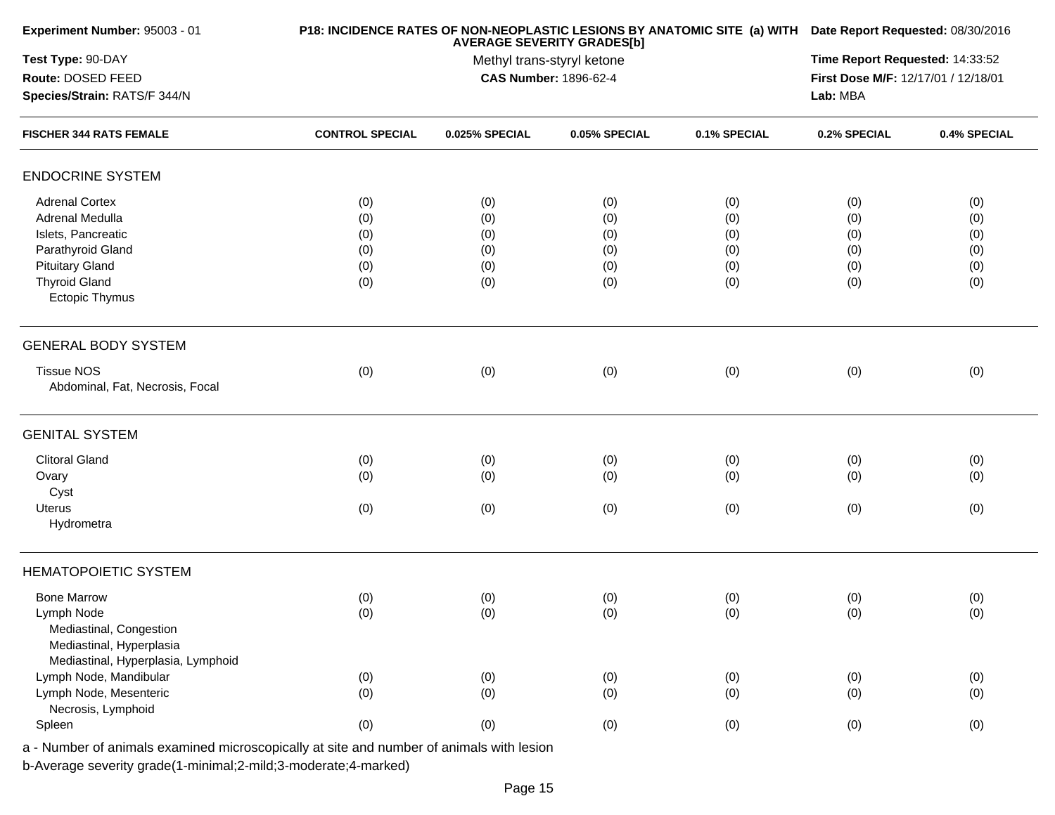**Experiment Number:** 95003 - 01

**Test Type:** 90-DAY

**Route:** DOSED FEED

**Species/Strain:** RATS/F 344/N

**P18: INCIDENCE RATES OF NON-NEOPLASTIC LESIONS BY ANATOMIC SITE (a) WITH AVERAGE SEVERITY GRADES[b]**

Methyl trans-styryl ketone

**CAS Number:** 1896-62-4

**Date Report Requested:** 08/30/2016

**Time Report Requested:** 14:33:52

**First Dose M/F:** 12/17/01 / 12/18/01

**Lab:** MBA

| FISCHER 344 RATS FEMALE | CONTROL SPECIAL | 0.025% SPECIAL | 0.05% SPECIAL | 0.1% SPECIAL | 0.2% SPECIAL | 0.4% SPECIAL |
|---|---|---|---|---|---|---|
| **ENDOCRINE SYSTEM** | | | | | | |
| Adrenal Cortex | (0) | (0) | (0) | (0) | (0) | (0) |
| Adrenal Medulla | (0) | (0) | (0) | (0) | (0) | (0) |
| Islets, Pancreatic | (0) | (0) | (0) | (0) | (0) | (0) |
| Parathyroid Gland | (0) | (0) | (0) | (0) | (0) | (0) |
| Pituitary Gland | (0) | (0) | (0) | (0) | (0) | (0) |
| Thyroid Gland | (0) | (0) | (0) | (0) | (0) | (0) |
| Ectopic Thymus | | | | | | |
| **GENERAL BODY SYSTEM** | | | | | | |
| Tissue NOS | (0) | (0) | (0) | (0) | (0) | (0) |
| Abdominal, Fat, Necrosis, Focal | | | | | | |
| **GENITAL SYSTEM** | | | | | | |
| Clitoral Gland | (0) | (0) | (0) | (0) | (0) | (0) |
| Ovary | (0) | (0) | (0) | (0) | (0) | (0) |
| Cyst | | | | | | |
| Uterus | (0) | (0) | (0) | (0) | (0) | (0) |
| Hydrometra | | | | | | |
| **HEMATOPOIETIC SYSTEM** | | | | | | |
| Bone Marrow | (0) | (0) | (0) | (0) | (0) | (0) |
| Lymph Node | (0) | (0) | (0) | (0) | (0) | (0) |
| Mediastinal, Congestion | | | | | | |
| Mediastinal, Hyperplasia | | | | | | |
| Mediastinal, Hyperplasia, Lymphoid | | | | | | |
| Lymph Node, Mandibular | (0) | (0) | (0) | (0) | (0) | (0) |
| Lymph Node, Mesenteric | (0) | (0) | (0) | (0) | (0) | (0) |
| Necrosis, Lymphoid | | | | | | |
| Spleen | (0) | (0) | (0) | (0) | (0) | (0) |

a - Number of animals examined microscopically at site and number of animals with lesion

b-Average severity grade(1-minimal;2-mild;3-moderate;4-marked)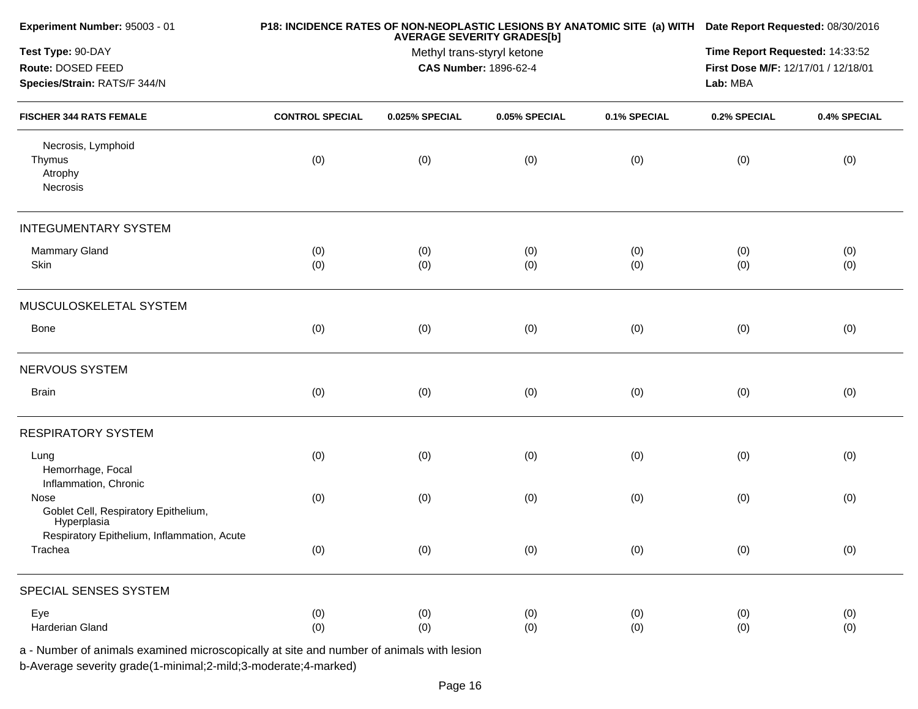**Experiment Number:** 95003 - 01

**Test Type:** 90-DAY

**Route:** DOSED FEED

**Species/Strain:** RATS/F 344/N

**P18: INCIDENCE RATES OF NON-NEOPLASTIC LESIONS BY ANATOMIC SITE (a) WITH AVERAGE SEVERITY GRADES[b]**

Methyl trans-styryl ketone

**CAS Number:** 1896-62-4

**Date Report Requested:** 08/30/2016

**Time Report Requested:** 14:33:52

**First Dose M/F:** 12/17/01 / 12/18/01

**Lab:** MBA

| FISCHER 344 RATS FEMALE | CONTROL SPECIAL | 0.025% SPECIAL | 0.05% SPECIAL | 0.1% SPECIAL | 0.2% SPECIAL | 0.4% SPECIAL |
|---|---|---|---|---|---|---|
| Necrosis, Lymphoid | | | | | | |
| Thymus | (0) | (0) | (0) | (0) | (0) | (0) |
| Atrophy | | | | | | |
| Necrosis | | | | | | |
| **INTEGUMENTARY SYSTEM** | | | | | | |
| Mammary Gland | (0) | (0) | (0) | (0) | (0) | (0) |
| Skin | (0) | (0) | (0) | (0) | (0) | (0) |
| **MUSCULOSKELETAL SYSTEM** | | | | | | |
| Bone | (0) | (0) | (0) | (0) | (0) | (0) |
| **NERVOUS SYSTEM** | | | | | | |
| Brain | (0) | (0) | (0) | (0) | (0) | (0) |
| **RESPIRATORY SYSTEM** | | | | | | |
| Lung | (0) | (0) | (0) | (0) | (0) | (0) |
| Hemorrhage, Focal | | | | | | |
| Inflammation, Chronic | | | | | | |
| Nose | (0) | (0) | (0) | (0) | (0) | (0) |
| Goblet Cell, Respiratory Epithelium, Hyperplasia | | | | | | |
| Respiratory Epithelium, Inflammation, Acute | | | | | | |
| Trachea | (0) | (0) | (0) | (0) | (0) | (0) |
| **SPECIAL SENSES SYSTEM** | | | | | | |
| Eye | (0) | (0) | (0) | (0) | (0) | (0) |
| Harderian Gland | (0) | (0) | (0) | (0) | (0) | (0) |

a - Number of animals examined microscopically at site and number of animals with lesion

b-Average severity grade(1-minimal;2-mild;3-moderate;4-marked)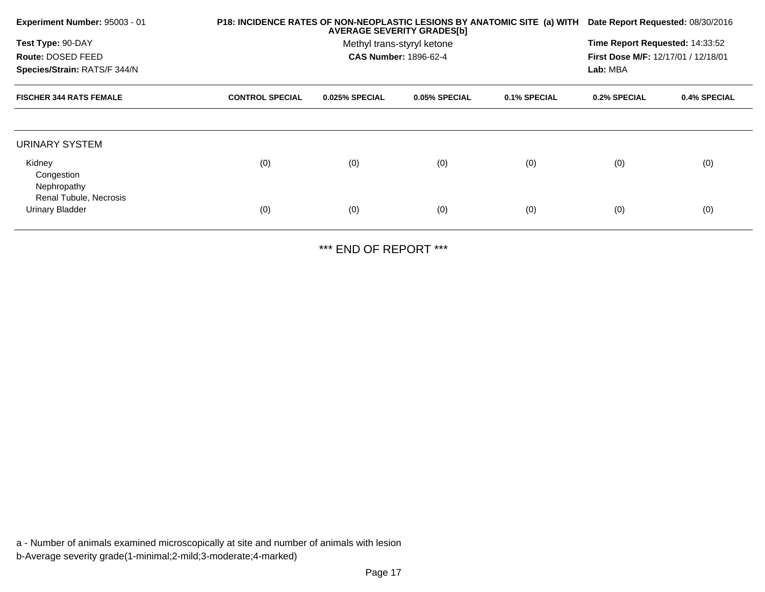**Experiment Number:** 95003 - 01

**Test Type:** 90-DAY

**Route:** DOSED FEED

**Species/Strain:** RATS/F 344/N

**P18: INCIDENCE RATES OF NON-NEOPLASTIC LESIONS BY ANATOMIC SITE (a) WITH AVERAGE SEVERITY GRADES[b]**

Methyl trans-styryl ketone

**CAS Number:** 1896-62-4

**Date Report Requested:** 08/30/2016

**Time Report Requested:** 14:33:52

**First Dose M/F:** 12/17/01 / 12/18/01

**Lab:** MBA

| FISCHER 344 RATS FEMALE | CONTROL SPECIAL | 0.025% SPECIAL | 0.05% SPECIAL | 0.1% SPECIAL | 0.2% SPECIAL | 0.4% SPECIAL |
|---|---|---|---|---|---|---|
| URINARY SYSTEM | | | | | | |
| Kidney | (0) | (0) | (0) | (0) | (0) | (0) |
| Congestion | | | | | | |
| Nephropathy | | | | | | |
| Renal Tubule, Necrosis | | | | | | |
| Urinary Bladder | (0) | (0) | (0) | (0) | (0) | (0) |

*** END OF REPORT ***

a - Number of animals examined microscopically at site and number of animals with lesion

b-Average severity grade(1-minimal;2-mild;3-moderate;4-marked)